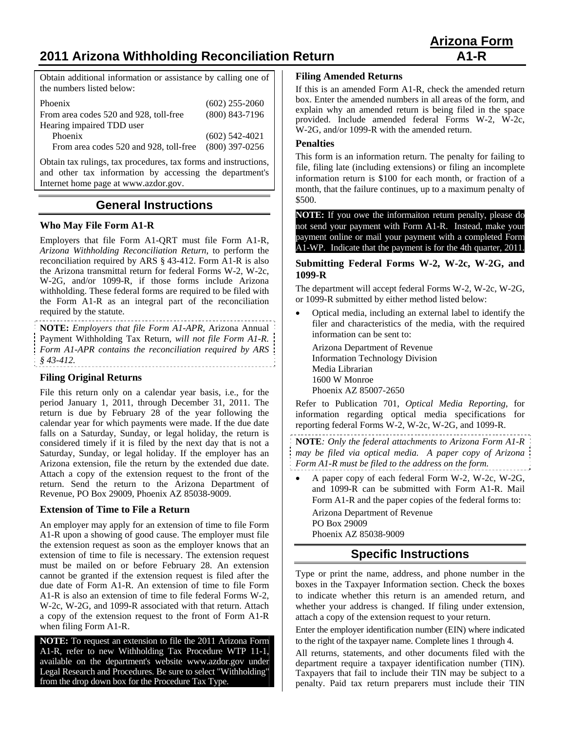# 2011 Arizona Withholding Reconciliation Return

**Arizona Form A1-R**

Obtain additional information or assistance by calling one of the numbers listed below:

| | |
|---|---|
| Phoenix | (602) 255-2060 |
| From area codes 520 and 928, toll-free | (800) 843-7196 |
| Hearing impaired TDD user | |
| Phoenix | (602) 542-4021 |
| From area codes 520 and 928, toll-free | (800) 397-0256 |

Obtain tax rulings, tax procedures, tax forms and instructions, and other tax information by accessing the department's Internet home page at www.azdor.gov.

## General Instructions

### Who May File Form A1-R

Employers that file Form A1-QRT must file Form A1-R, *Arizona Withholding Reconciliation Return*, to perform the reconciliation required by ARS § 43-412. Form A1-R is also the Arizona transmittal return for federal Forms W-2, W-2c, W-2G, and/or 1099-R, if those forms include Arizona withholding. These federal forms are required to be filed with the Form A1-R as an integral part of the reconciliation required by the statute.

**NOTE:** *Employers that file Form A1-APR,* Arizona Annual Payment Withholding Tax Return, *will not file Form A1-R. Form A1-APR contains the reconciliation required by ARS § 43-412.*

### Filing Original Returns

File this return only on a calendar year basis, i.e., for the period January 1, 2011, through December 31, 2011. The return is due by February 28 of the year following the calendar year for which payments were made. If the due date falls on a Saturday, Sunday, or legal holiday, the return is considered timely if it is filed by the next day that is not a Saturday, Sunday, or legal holiday. If the employer has an Arizona extension, file the return by the extended due date. Attach a copy of the extension request to the front of the return. Send the return to the Arizona Department of Revenue, PO Box 29009, Phoenix AZ 85038-9009.

### Extension of Time to File a Return

An employer may apply for an extension of time to file Form A1-R upon a showing of good cause. The employer must file the extension request as soon as the employer knows that an extension of time to file is necessary. The extension request must be mailed on or before February 28. An extension cannot be granted if the extension request is filed after the due date of Form A1-R. An extension of time to file Form A1-R is also an extension of time to file federal Forms W-2, W-2c, W-2G, and 1099-R associated with that return. Attach a copy of the extension request to the front of Form A1-R when filing Form A1-R.

**NOTE:** To request an extension to file the 2011 Arizona Form A1-R, refer to new Withholding Tax Procedure WTP 11-1, available on the department's website www.azdor.gov under Legal Research and Procedures. Be sure to select "Withholding" from the drop down box for the Procedure Tax Type.

### Filing Amended Returns

If this is an amended Form A1-R, check the amended return box. Enter the amended numbers in all areas of the form, and explain why an amended return is being filed in the space provided. Include amended federal Forms W-2, W-2c, W-2G, and/or 1099-R with the amended return.

### Penalties

This form is an information return. The penalty for failing to file, filing late (including extensions) or filing an incomplete information return is $100 for each month, or fraction of a month, that the failure continues, up to a maximum penalty of $500.

**NOTE:** If you owe the informaiton return penalty, please do not send your payment with Form A1-R. Instead, make your payment online or mail your payment with a completed Form A1-WP. Indicate that the payment is for the 4th quarter, 2011.

### Submitting Federal Forms W-2, W-2c, W-2G, and 1099-R

The department will accept federal Forms W-2, W-2c, W-2G, or 1099-R submitted by either method listed below:

- Optical media, including an external label to identify the filer and characteristics of the media, with the required information can be sent to:

  Arizona Department of Revenue
  Information Technology Division
  Media Librarian
  1600 W Monroe
  Phoenix AZ 85007-2650

Refer to Publication 701, *Optical Media Reporting*, for information regarding optical media specifications for reporting federal Forms W-2, W-2c, W-2G, and 1099-R.

**NOTE**: *Only the federal attachments to Arizona Form A1-R may be filed via optical media. A paper copy of Arizona Form A1-R must be filed to the address on the form.*

- A paper copy of each federal Form W-2, W-2c, W-2G, and 1099-R can be submitted with Form A1-R. Mail Form A1-R and the paper copies of the federal forms to:

  Arizona Department of Revenue
  PO Box 29009
  Phoenix AZ 85038-9009

## Specific Instructions

Type or print the name, address, and phone number in the boxes in the Taxpayer Information section. Check the boxes to indicate whether this return is an amended return, and whether your address is changed. If filing under extension, attach a copy of the extension request to your return.

Enter the employer identification number (EIN) where indicated to the right of the taxpayer name. Complete lines 1 through 4.

All returns, statements, and other documents filed with the department require a taxpayer identification number (TIN). Taxpayers that fail to include their TIN may be subject to a penalty. Paid tax return preparers must include their TIN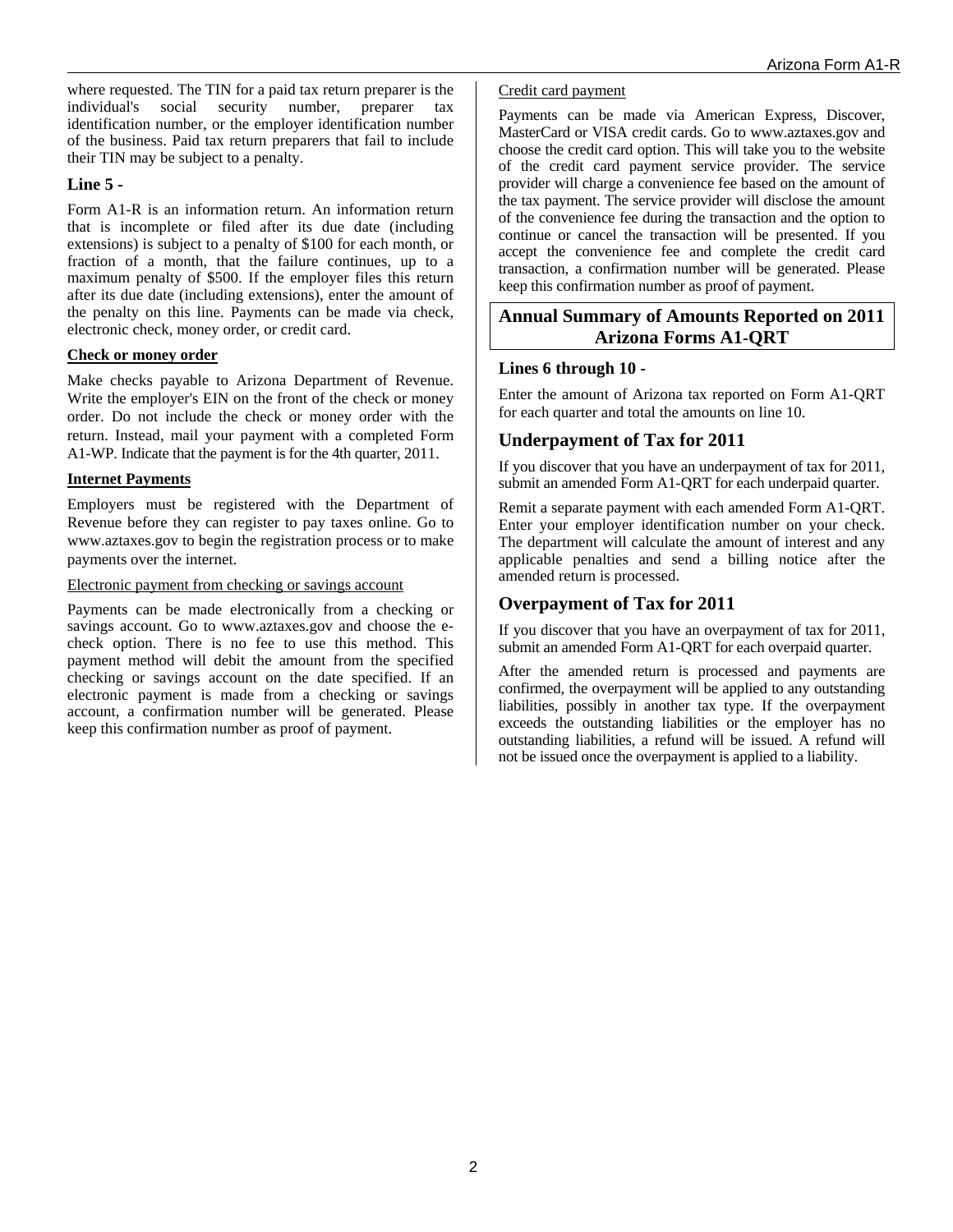where requested. The TIN for a paid tax return preparer is the individual's social security number, preparer tax identification number, or the employer identification number of the business. Paid tax return preparers that fail to include their TIN may be subject to a penalty.

### Line 5 -

Form A1-R is an information return. An information return that is incomplete or filed after its due date (including extensions) is subject to a penalty of $100 for each month, or fraction of a month, that the failure continues, up to a maximum penalty of $500. If the employer files this return after its due date (including extensions), enter the amount of the penalty on this line. Payments can be made via check, electronic check, money order, or credit card.

**Check or money order**

Make checks payable to Arizona Department of Revenue. Write the employer's EIN on the front of the check or money order. Do not include the check or money order with the return. Instead, mail your payment with a completed Form A1-WP. Indicate that the payment is for the 4th quarter, 2011.

**Internet Payments**

Employers must be registered with the Department of Revenue before they can register to pay taxes online. Go to www.aztaxes.gov to begin the registration process or to make payments over the internet.

Electronic payment from checking or savings account

Payments can be made electronically from a checking or savings account. Go to www.aztaxes.gov and choose the e-check option. There is no fee to use this method. This payment method will debit the amount from the specified checking or savings account on the date specified. If an electronic payment is made from a checking or savings account, a confirmation number will be generated. Please keep this confirmation number as proof of payment.

Credit card payment

Payments can be made via American Express, Discover, MasterCard or VISA credit cards. Go to www.aztaxes.gov and choose the credit card option. This will take you to the website of the credit card payment service provider. The service provider will charge a convenience fee based on the amount of the tax payment. The service provider will disclose the amount of the convenience fee during the transaction and the option to continue or cancel the transaction will be presented. If you accept the convenience fee and complete the credit card transaction, a confirmation number will be generated. Please keep this confirmation number as proof of payment.

## Annual Summary of Amounts Reported on 2011 Arizona Forms A1-QRT

### Lines 6 through 10 -

Enter the amount of Arizona tax reported on Form A1-QRT for each quarter and total the amounts on line 10.

## Underpayment of Tax for 2011

If you discover that you have an underpayment of tax for 2011, submit an amended Form A1-QRT for each underpaid quarter.

Remit a separate payment with each amended Form A1-QRT. Enter your employer identification number on your check. The department will calculate the amount of interest and any applicable penalties and send a billing notice after the amended return is processed.

## Overpayment of Tax for 2011

If you discover that you have an overpayment of tax for 2011, submit an amended Form A1-QRT for each overpaid quarter.

After the amended return is processed and payments are confirmed, the overpayment will be applied to any outstanding liabilities, possibly in another tax type. If the overpayment exceeds the outstanding liabilities or the employer has no outstanding liabilities, a refund will be issued. A refund will not be issued once the overpayment is applied to a liability.